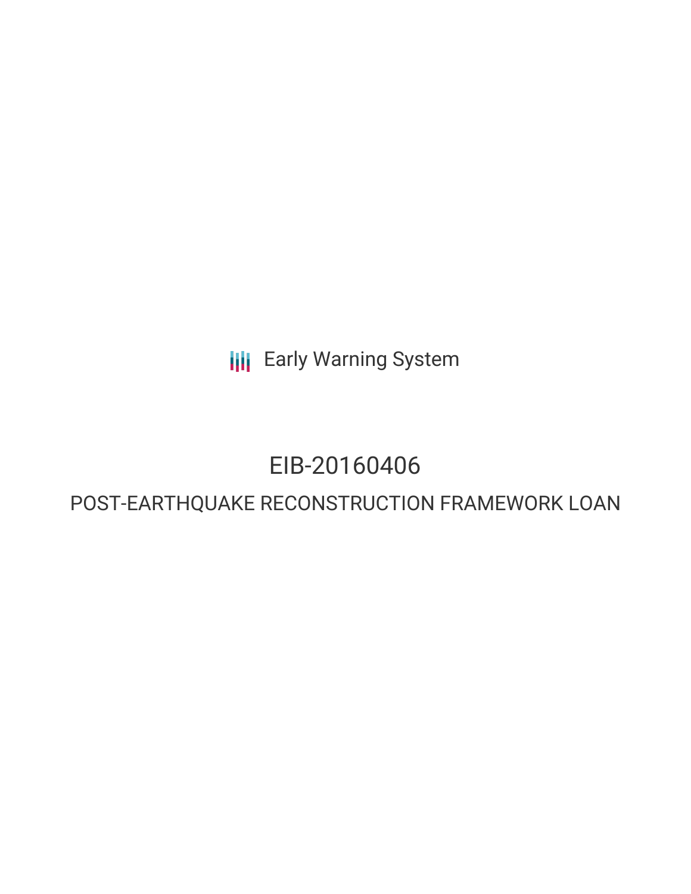Early Warning System

# EIB-20160406

## POST-EARTHQUAKE RECONSTRUCTION FRAMEWORK LOAN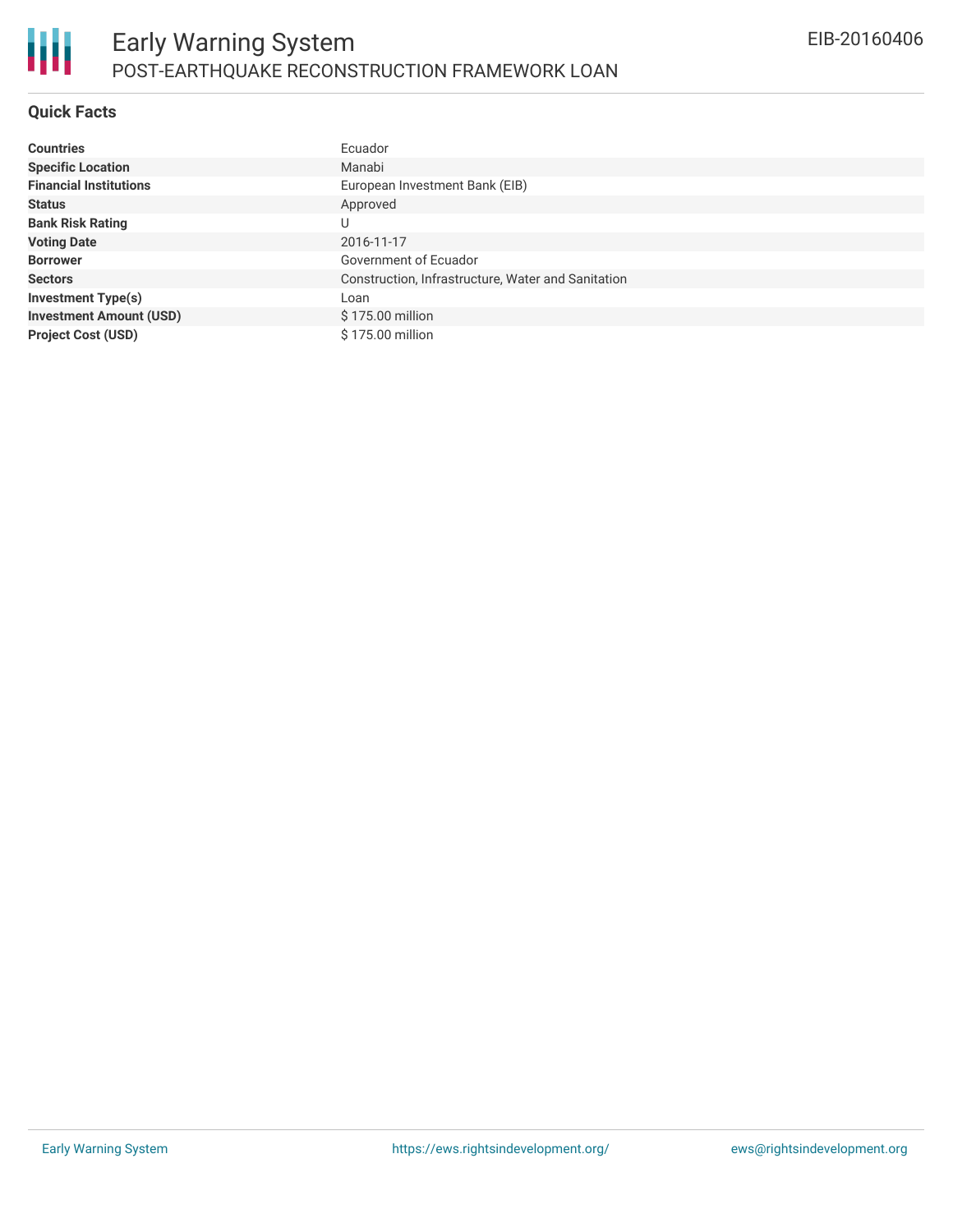# Early Warning System

## POST-EARTHQUAKE RECONSTRUCTION FRAMEWORK LOAN

EIB-20160406

### Quick Facts

| | |
|---|---|
| **Countries** | Ecuador |
| **Specific Location** | Manabi |
| **Financial Institutions** | European Investment Bank (EIB) |
| **Status** | Approved |
| **Bank Risk Rating** | U |
| **Voting Date** | 2016-11-17 |
| **Borrower** | Government of Ecuador |
| **Sectors** | Construction, Infrastructure, Water and Sanitation |
| **Investment Type(s)** | Loan |
| **Investment Amount (USD)** | $ 175.00 million |
| **Project Cost (USD)** | $ 175.00 million |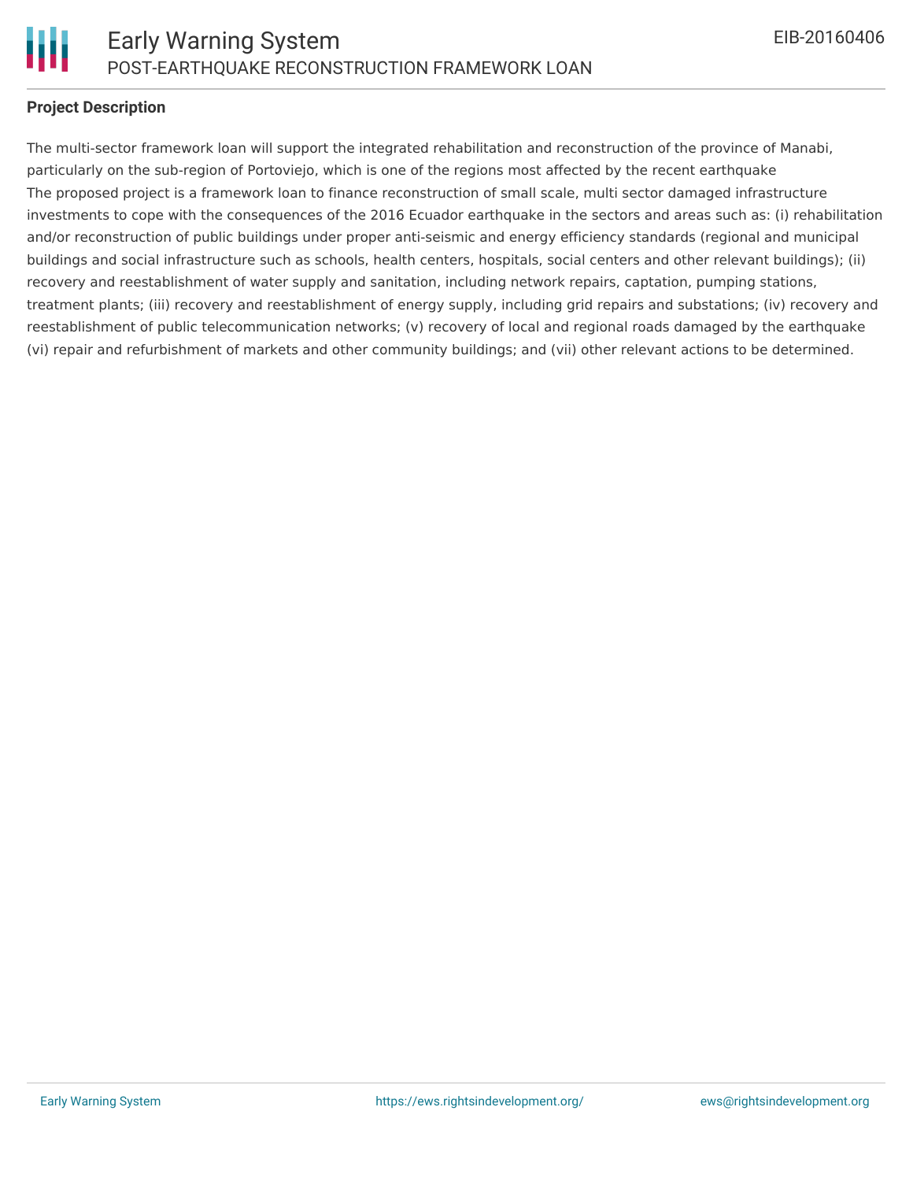**Project Description**

The multi-sector framework loan will support the integrated rehabilitation and reconstruction of the province of Manabi, particularly on the sub-region of Portoviejo, which is one of the regions most affected by the recent earthquake
The proposed project is a framework loan to finance reconstruction of small scale, multi sector damaged infrastructure investments to cope with the consequences of the 2016 Ecuador earthquake in the sectors and areas such as: (i) rehabilitation and/or reconstruction of public buildings under proper anti-seismic and energy efficiency standards (regional and municipal buildings and social infrastructure such as schools, health centers, hospitals, social centers and other relevant buildings); (ii) recovery and reestablishment of water supply and sanitation, including network repairs, captation, pumping stations, treatment plants; (iii) recovery and reestablishment of energy supply, including grid repairs and substations; (iv) recovery and reestablishment of public telecommunication networks; (v) recovery of local and regional roads damaged by the earthquake (vi) repair and refurbishment of markets and other community buildings; and (vii) other relevant actions to be determined.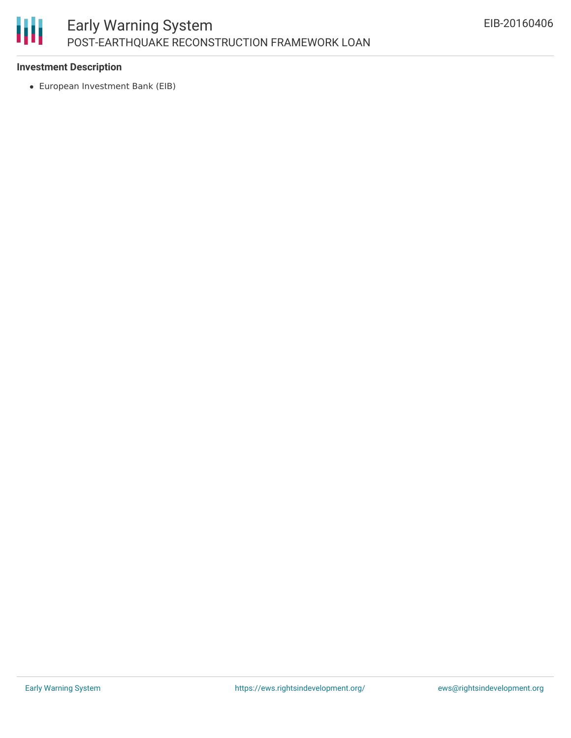### Investment Description

- European Investment Bank (EIB)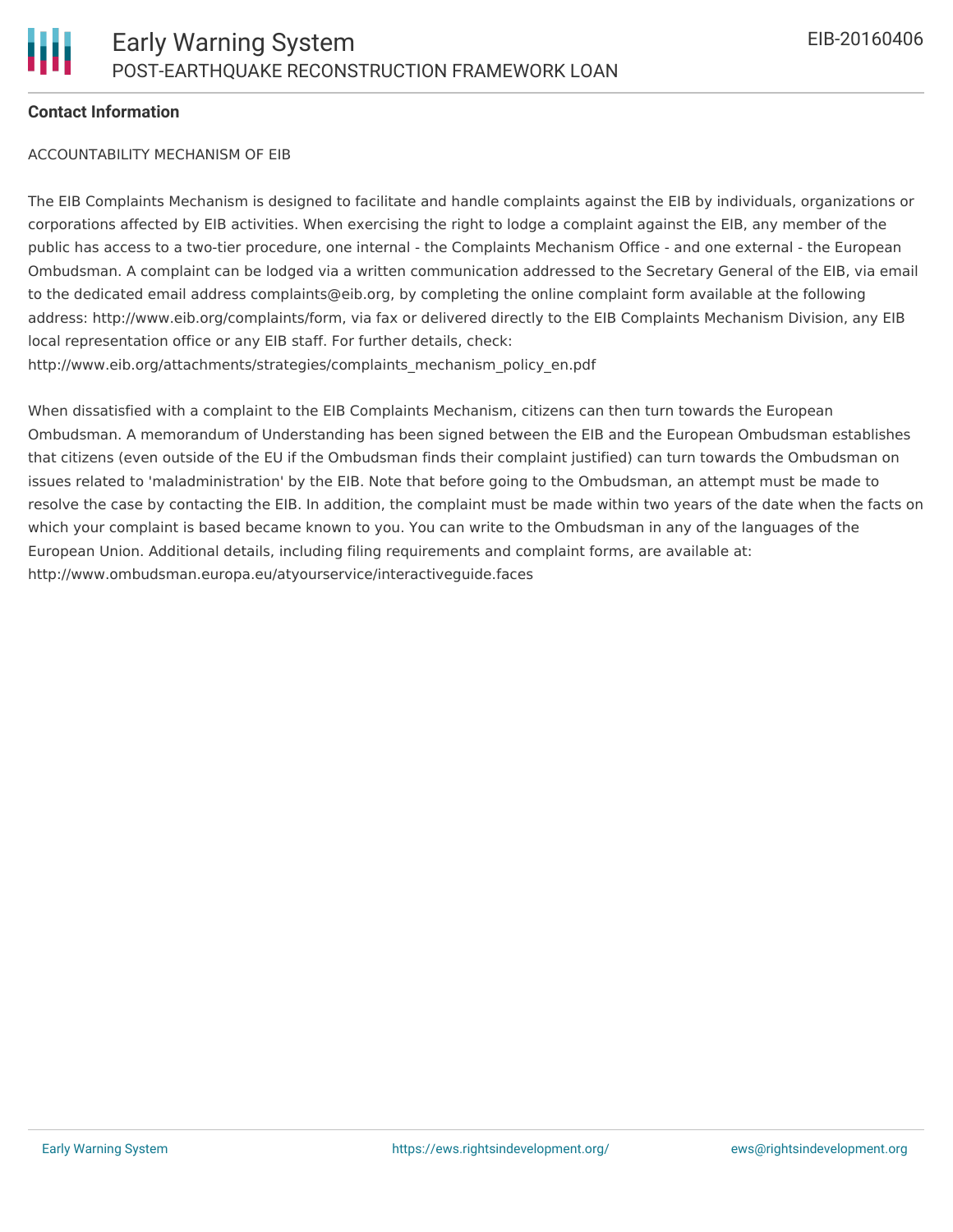**Contact Information**

ACCOUNTABILITY MECHANISM OF EIB

The EIB Complaints Mechanism is designed to facilitate and handle complaints against the EIB by individuals, organizations or corporations affected by EIB activities. When exercising the right to lodge a complaint against the EIB, any member of the public has access to a two-tier procedure, one internal - the Complaints Mechanism Office - and one external - the European Ombudsman. A complaint can be lodged via a written communication addressed to the Secretary General of the EIB, via email to the dedicated email address complaints@eib.org, by completing the online complaint form available at the following address: http://www.eib.org/complaints/form, via fax or delivered directly to the EIB Complaints Mechanism Division, any EIB local representation office or any EIB staff. For further details, check: http://www.eib.org/attachments/strategies/complaints_mechanism_policy_en.pdf

When dissatisfied with a complaint to the EIB Complaints Mechanism, citizens can then turn towards the European Ombudsman. A memorandum of Understanding has been signed between the EIB and the European Ombudsman establishes that citizens (even outside of the EU if the Ombudsman finds their complaint justified) can turn towards the Ombudsman on issues related to 'maladministration' by the EIB. Note that before going to the Ombudsman, an attempt must be made to resolve the case by contacting the EIB. In addition, the complaint must be made within two years of the date when the facts on which your complaint is based became known to you. You can write to the Ombudsman in any of the languages of the European Union. Additional details, including filing requirements and complaint forms, are available at: http://www.ombudsman.europa.eu/atyourservice/interactiveguide.faces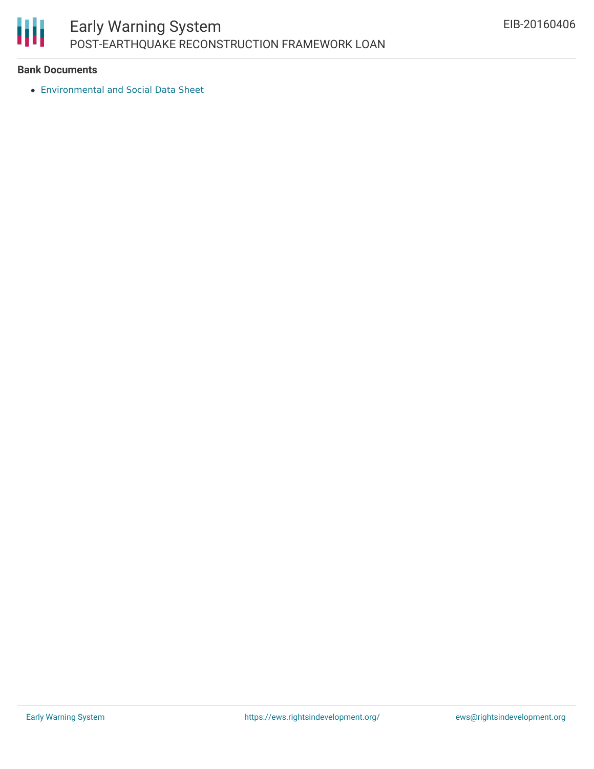**Bank Documents**

- Environmental and Social Data Sheet